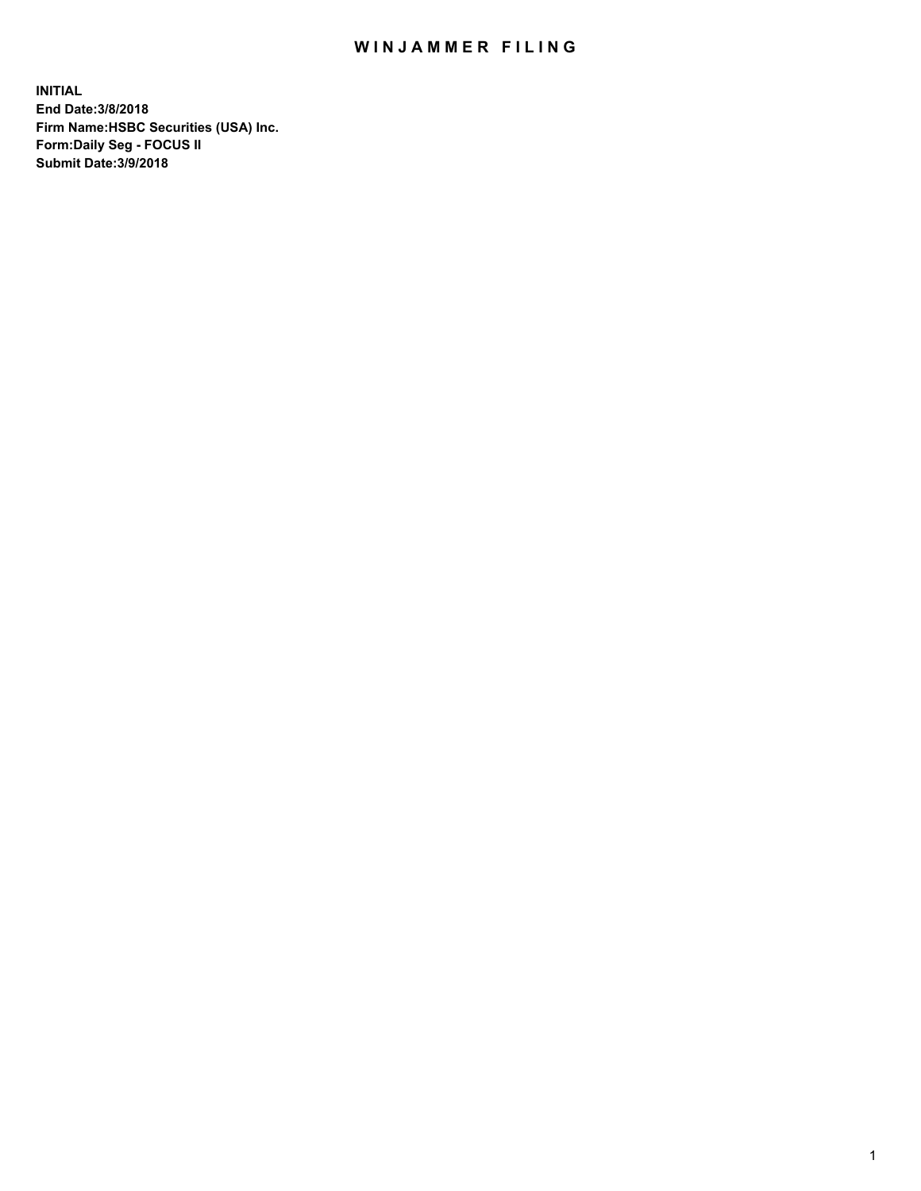# WINJAMMER FILING

**INITIAL**
**End Date:3/8/2018**
**Firm Name:HSBC Securities (USA) Inc.**
**Form:Daily Seg - FOCUS II**
**Submit Date:3/9/2018**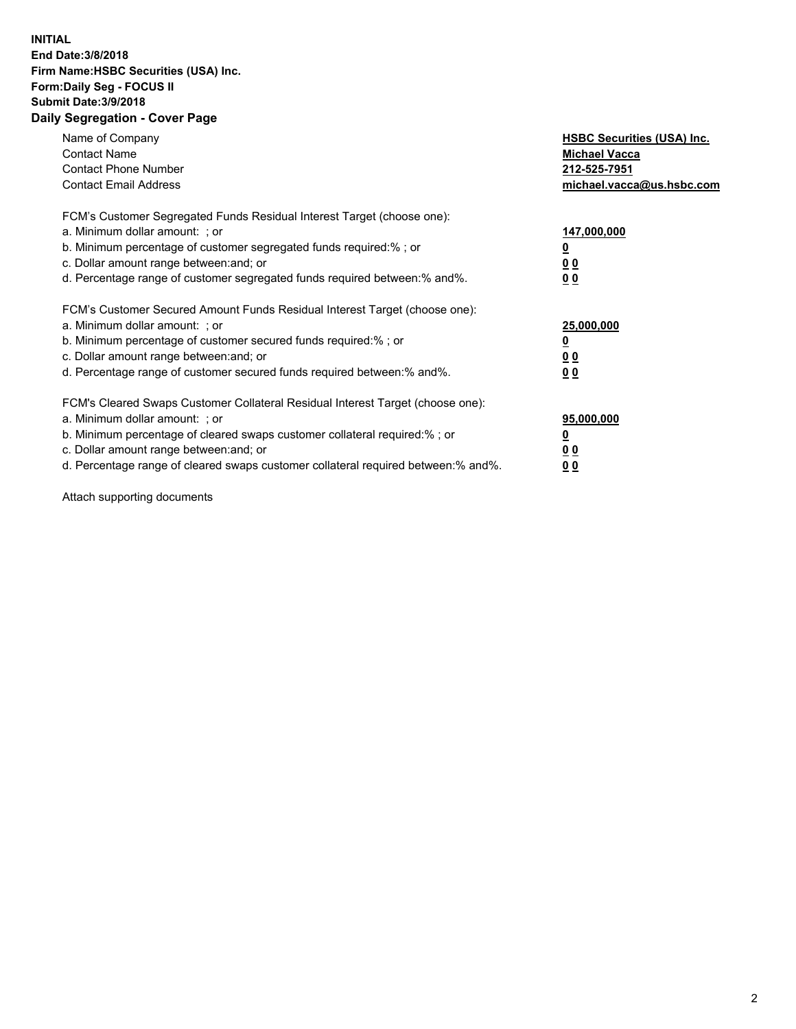**INITIAL**
**End Date:3/8/2018**
**Firm Name:HSBC Securities (USA) Inc.**
**Form:Daily Seg - FOCUS II**
**Submit Date:3/9/2018**

## Daily Segregation - Cover Page

| | |
|---|---|
| Name of Company | **HSBC Securities (USA) Inc.** |
| Contact Name | **Michael Vacca** |
| Contact Phone Number | **212-525-7951** |
| Contact Email Address | **michael.vacca@us.hsbc.com** |

| | |
|---|---|
| FCM's Customer Segregated Funds Residual Interest Target (choose one): | |
| a. Minimum dollar amount: ; or | **147,000,000** |
| b. Minimum percentage of customer segregated funds required:% ; or | **0** |
| c. Dollar amount range between:and; or | **0 0** |
| d. Percentage range of customer segregated funds required between:% and%. | **0 0** |

| | |
|---|---|
| FCM's Customer Secured Amount Funds Residual Interest Target (choose one): | |
| a. Minimum dollar amount: ; or | **25,000,000** |
| b. Minimum percentage of customer secured funds required:% ; or | **0** |
| c. Dollar amount range between:and; or | **0 0** |
| d. Percentage range of customer secured funds required between:% and%. | **0 0** |

| | |
|---|---|
| FCM's Cleared Swaps Customer Collateral Residual Interest Target (choose one): | |
| a. Minimum dollar amount: ; or | **95,000,000** |
| b. Minimum percentage of cleared swaps customer collateral required:% ; or | **0** |
| c. Dollar amount range between:and; or | **0 0** |
| d. Percentage range of cleared swaps customer collateral required between:% and%. | **0 0** |

Attach supporting documents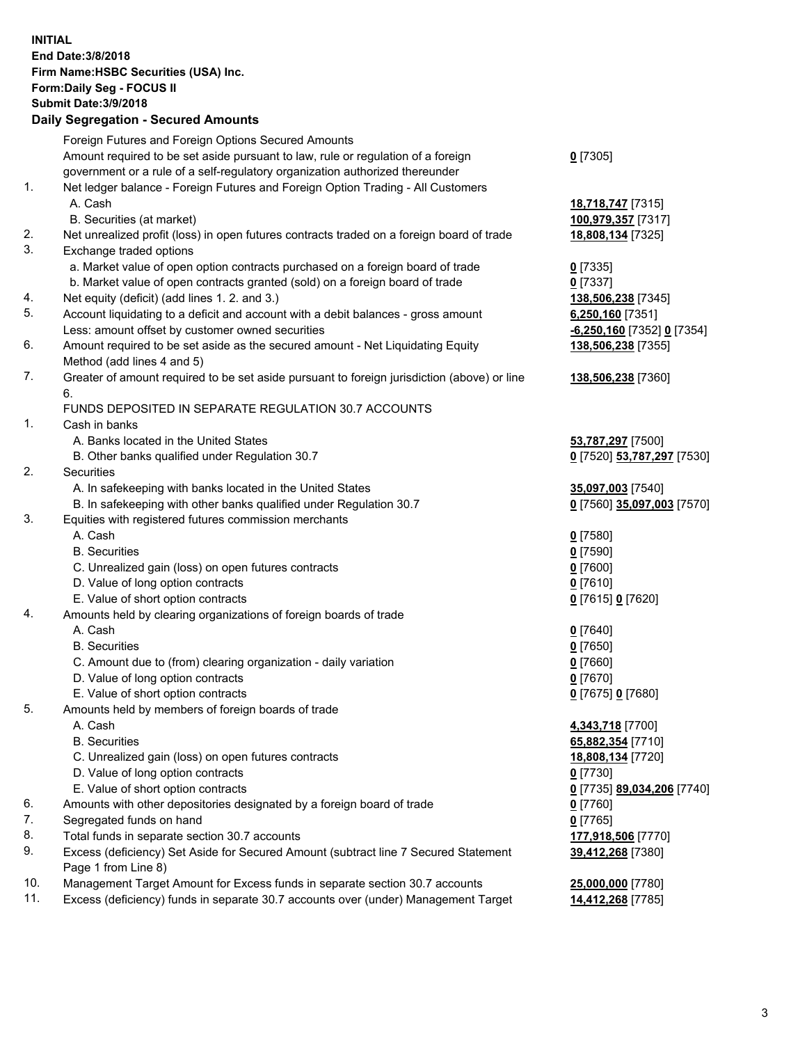**INITIAL**
**End Date:3/8/2018**
**Firm Name:HSBC Securities (USA) Inc.**
**Form:Daily Seg - FOCUS II**
**Submit Date:3/9/2018**

**Daily Segregation - Secured Amounts**

| | | |
|---|---|---|
| | Foreign Futures and Foreign Options Secured Amounts | |
| | Amount required to be set aside pursuant to law, rule or regulation of a foreign government or a rule of a self-regulatory organization authorized thereunder | **0** [7305] |
| 1. | Net ledger balance - Foreign Futures and Foreign Option Trading - All Customers | |
| | A. Cash | **18,718,747** [7315] |
| | B. Securities (at market) | **100,979,357** [7317] |
| 2. | Net unrealized profit (loss) in open futures contracts traded on a foreign board of trade | **18,808,134** [7325] |
| 3. | Exchange traded options | |
| | a. Market value of open option contracts purchased on a foreign board of trade | **0** [7335] |
| | b. Market value of open contracts granted (sold) on a foreign board of trade | **0** [7337] |
| 4. | Net equity (deficit) (add lines 1. 2. and 3.) | **138,506,238** [7345] |
| 5. | Account liquidating to a deficit and account with a debit balances - gross amount | **6,250,160** [7351] |
| | Less: amount offset by customer owned securities | **-6,250,160** [7352] **0** [7354] |
| 6. | Amount required to be set aside as the secured amount - Net Liquidating Equity Method (add lines 4 and 5) | **138,506,238** [7355] |
| 7. | Greater of amount required to be set aside pursuant to foreign jurisdiction (above) or line 6. | **138,506,238** [7360] |
| | FUNDS DEPOSITED IN SEPARATE REGULATION 30.7 ACCOUNTS | |
| 1. | Cash in banks | |
| | A. Banks located in the United States | **53,787,297** [7500] |
| | B. Other banks qualified under Regulation 30.7 | **0** [7520] **53,787,297** [7530] |
| 2. | Securities | |
| | A. In safekeeping with banks located in the United States | **35,097,003** [7540] |
| | B. In safekeeping with other banks qualified under Regulation 30.7 | **0** [7560] **35,097,003** [7570] |
| 3. | Equities with registered futures commission merchants | |
| | A. Cash | **0** [7580] |
| | B. Securities | **0** [7590] |
| | C. Unrealized gain (loss) on open futures contracts | **0** [7600] |
| | D. Value of long option contracts | **0** [7610] |
| | E. Value of short option contracts | **0** [7615] **0** [7620] |
| 4. | Amounts held by clearing organizations of foreign boards of trade | |
| | A. Cash | **0** [7640] |
| | B. Securities | **0** [7650] |
| | C. Amount due to (from) clearing organization - daily variation | **0** [7660] |
| | D. Value of long option contracts | **0** [7670] |
| | E. Value of short option contracts | **0** [7675] **0** [7680] |
| 5. | Amounts held by members of foreign boards of trade | |
| | A. Cash | **4,343,718** [7700] |
| | B. Securities | **65,882,354** [7710] |
| | C. Unrealized gain (loss) on open futures contracts | **18,808,134** [7720] |
| | D. Value of long option contracts | **0** [7730] |
| | E. Value of short option contracts | **0** [7735] **89,034,206** [7740] |
| 6. | Amounts with other depositories designated by a foreign board of trade | **0** [7760] |
| 7. | Segregated funds on hand | **0** [7765] |
| 8. | Total funds in separate section 30.7 accounts | **177,918,506** [7770] |
| 9. | Excess (deficiency) Set Aside for Secured Amount (subtract line 7 Secured Statement Page 1 from Line 8) | **39,412,268** [7380] |
| 10. | Management Target Amount for Excess funds in separate section 30.7 accounts | **25,000,000** [7780] |
| 11. | Excess (deficiency) funds in separate 30.7 accounts over (under) Management Target | **14,412,268** [7785] |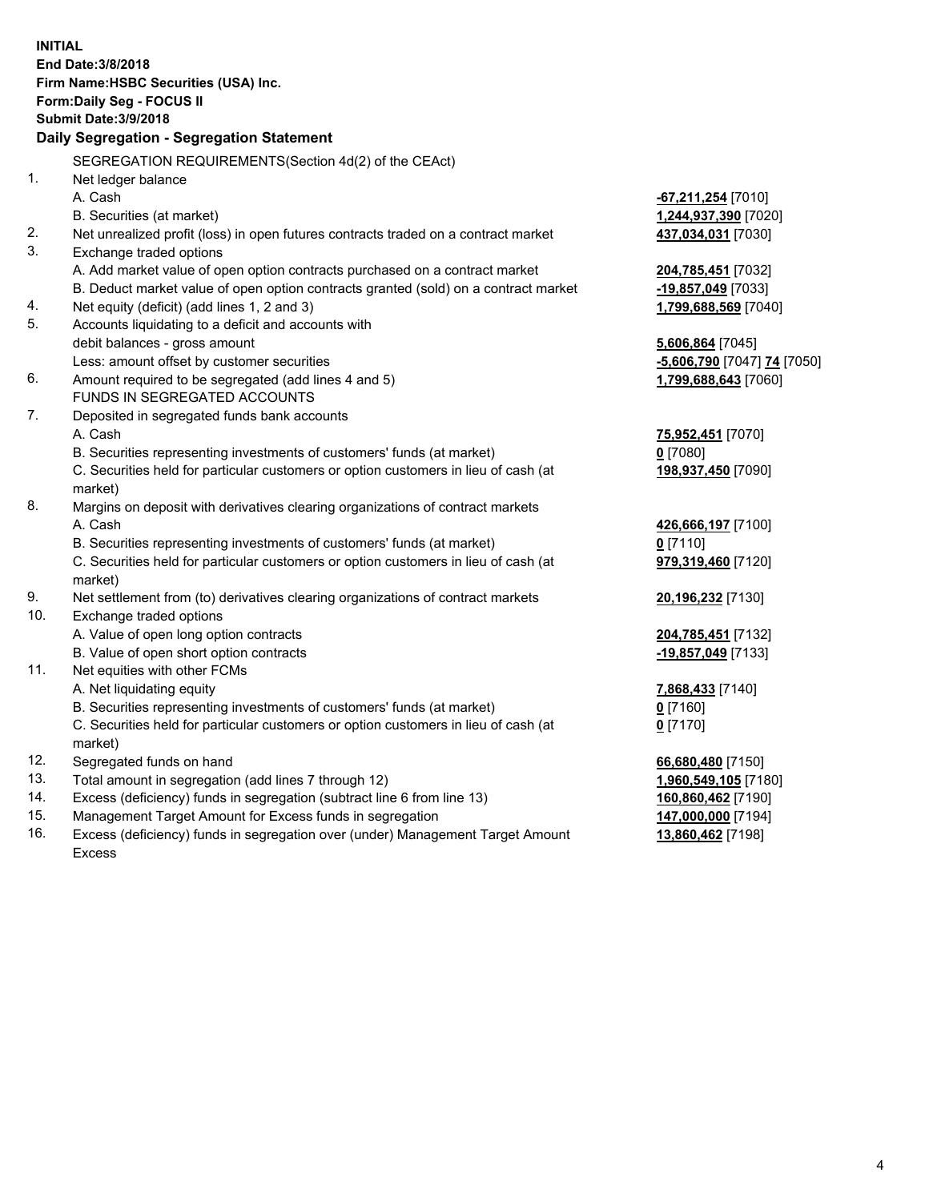**INITIAL**
**End Date:3/8/2018**
**Firm Name:HSBC Securities (USA) Inc.**
**Form:Daily Seg - FOCUS II**
**Submit Date:3/9/2018**

**Daily Segregation - Segregation Statement**

| | | |
|---|---|---|
| | SEGREGATION REQUIREMENTS(Section 4d(2) of the CEAct) | |
| 1. | Net ledger balance | |
| | A. Cash | **-67,211,254** [7010] |
| | B. Securities (at market) | **1,244,937,390** [7020] |
| 2. | Net unrealized profit (loss) in open futures contracts traded on a contract market | **437,034,031** [7030] |
| 3. | Exchange traded options | |
| | A. Add market value of open option contracts purchased on a contract market | **204,785,451** [7032] |
| | B. Deduct market value of open option contracts granted (sold) on a contract market | **-19,857,049** [7033] |
| 4. | Net equity (deficit) (add lines 1, 2 and 3) | **1,799,688,569** [7040] |
| 5. | Accounts liquidating to a deficit and accounts with | |
| | debit balances - gross amount | **5,606,864** [7045] |
| | Less: amount offset by customer securities | **-5,606,790** [7047] **74** [7050] |
| 6. | Amount required to be segregated (add lines 4 and 5) | **1,799,688,643** [7060] |
| | FUNDS IN SEGREGATED ACCOUNTS | |
| 7. | Deposited in segregated funds bank accounts | |
| | A. Cash | **75,952,451** [7070] |
| | B. Securities representing investments of customers' funds (at market) | **0** [7080] |
| | C. Securities held for particular customers or option customers in lieu of cash (at market) | **198,937,450** [7090] |
| 8. | Margins on deposit with derivatives clearing organizations of contract markets | |
| | A. Cash | **426,666,197** [7100] |
| | B. Securities representing investments of customers' funds (at market) | **0** [7110] |
| | C. Securities held for particular customers or option customers in lieu of cash (at market) | **979,319,460** [7120] |
| 9. | Net settlement from (to) derivatives clearing organizations of contract markets | **20,196,232** [7130] |
| 10. | Exchange traded options | |
| | A. Value of open long option contracts | **204,785,451** [7132] |
| | B. Value of open short option contracts | **-19,857,049** [7133] |
| 11. | Net equities with other FCMs | |
| | A. Net liquidating equity | **7,868,433** [7140] |
| | B. Securities representing investments of customers' funds (at market) | **0** [7160] |
| | C. Securities held for particular customers or option customers in lieu of cash (at market) | **0** [7170] |
| 12. | Segregated funds on hand | **66,680,480** [7150] |
| 13. | Total amount in segregation (add lines 7 through 12) | **1,960,549,105** [7180] |
| 14. | Excess (deficiency) funds in segregation (subtract line 6 from line 13) | **160,860,462** [7190] |
| 15. | Management Target Amount for Excess funds in segregation | **147,000,000** [7194] |
| 16. | Excess (deficiency) funds in segregation over (under) Management Target Amount Excess | **13,860,462** [7198] |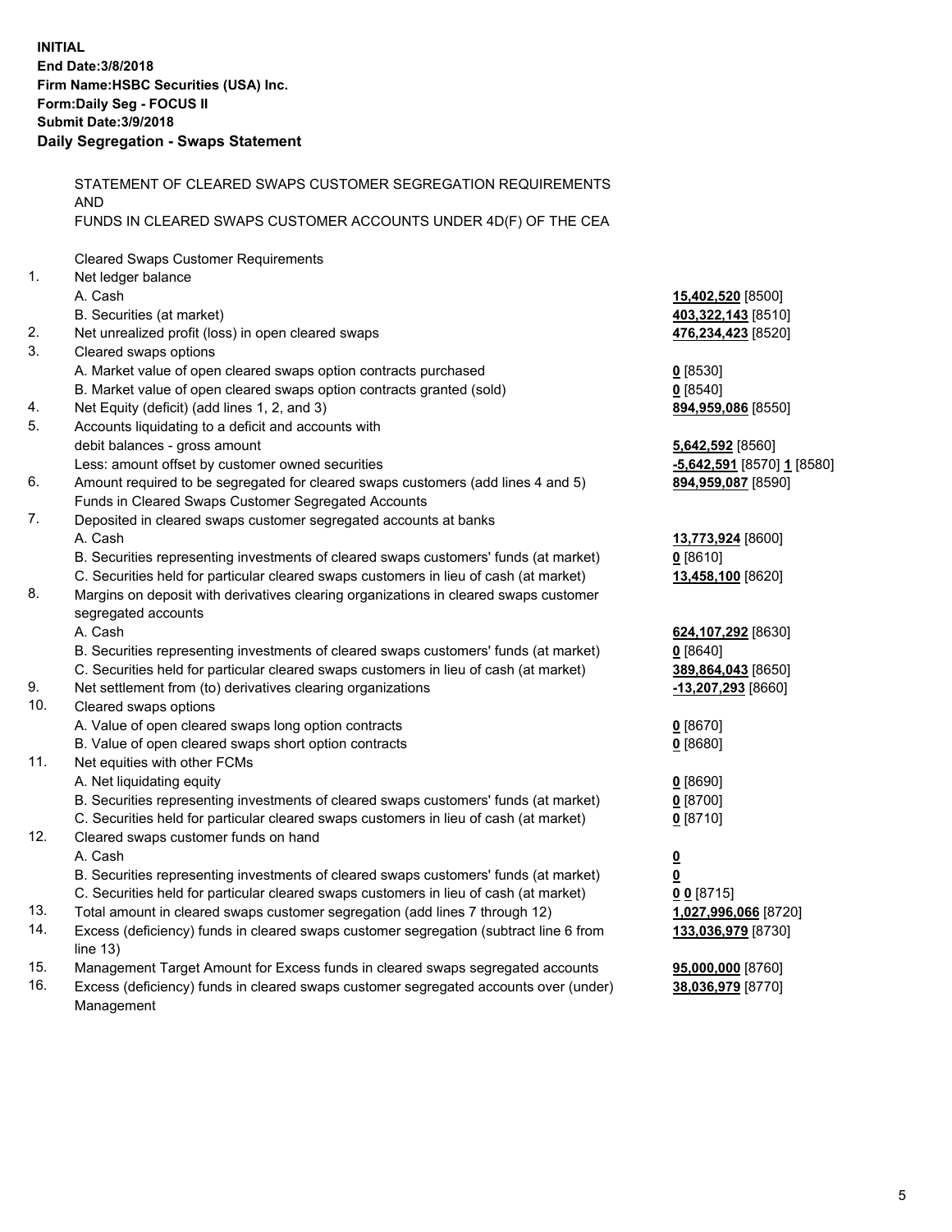**INITIAL**
**End Date:3/8/2018**
**Firm Name:HSBC Securities (USA) Inc.**
**Form:Daily Seg - FOCUS II**
**Submit Date:3/9/2018**
**Daily Segregation - Swaps Statement**

STATEMENT OF CLEARED SWAPS CUSTOMER SEGREGATION REQUIREMENTS AND FUNDS IN CLEARED SWAPS CUSTOMER ACCOUNTS UNDER 4D(F) OF THE CEA

| | | |
|---|---|---|
| | Cleared Swaps Customer Requirements | |
| 1. | Net ledger balance | |
| | A. Cash | **15,402,520** [8500] |
| | B. Securities (at market) | **403,322,143** [8510] |
| 2. | Net unrealized profit (loss) in open cleared swaps | **476,234,423** [8520] |
| 3. | Cleared swaps options | |
| | A. Market value of open cleared swaps option contracts purchased | **0** [8530] |
| | B. Market value of open cleared swaps option contracts granted (sold) | **0** [8540] |
| 4. | Net Equity (deficit) (add lines 1, 2, and 3) | **894,959,086** [8550] |
| 5. | Accounts liquidating to a deficit and accounts with | |
| | debit balances - gross amount | **5,642,592** [8560] |
| | Less: amount offset by customer owned securities | **-5,642,591** [8570] **1** [8580] |
| 6. | Amount required to be segregated for cleared swaps customers (add lines 4 and 5) | **894,959,087** [8590] |
| | Funds in Cleared Swaps Customer Segregated Accounts | |
| 7. | Deposited in cleared swaps customer segregated accounts at banks | |
| | A. Cash | **13,773,924** [8600] |
| | B. Securities representing investments of cleared swaps customers' funds (at market) | **0** [8610] |
| | C. Securities held for particular cleared swaps customers in lieu of cash (at market) | **13,458,100** [8620] |
| 8. | Margins on deposit with derivatives clearing organizations in cleared swaps customer segregated accounts | |
| | A. Cash | **624,107,292** [8630] |
| | B. Securities representing investments of cleared swaps customers' funds (at market) | **0** [8640] |
| | C. Securities held for particular cleared swaps customers in lieu of cash (at market) | **389,864,043** [8650] |
| 9. | Net settlement from (to) derivatives clearing organizations | **-13,207,293** [8660] |
| 10. | Cleared swaps options | |
| | A. Value of open cleared swaps long option contracts | **0** [8670] |
| | B. Value of open cleared swaps short option contracts | **0** [8680] |
| 11. | Net equities with other FCMs | |
| | A. Net liquidating equity | **0** [8690] |
| | B. Securities representing investments of cleared swaps customers' funds (at market) | **0** [8700] |
| | C. Securities held for particular cleared swaps customers in lieu of cash (at market) | **0** [8710] |
| 12. | Cleared swaps customer funds on hand | |
| | A. Cash | **0** |
| | B. Securities representing investments of cleared swaps customers' funds (at market) | **0** |
| | C. Securities held for particular cleared swaps customers in lieu of cash (at market) | **0** **0** [8715] |
| 13. | Total amount in cleared swaps customer segregation (add lines 7 through 12) | **1,027,996,066** [8720] |
| 14. | Excess (deficiency) funds in cleared swaps customer segregation (subtract line 6 from line 13) | **133,036,979** [8730] |
| 15. | Management Target Amount for Excess funds in cleared swaps segregated accounts | **95,000,000** [8760] |
| 16. | Excess (deficiency) funds in cleared swaps customer segregated accounts over (under) Management | **38,036,979** [8770] |